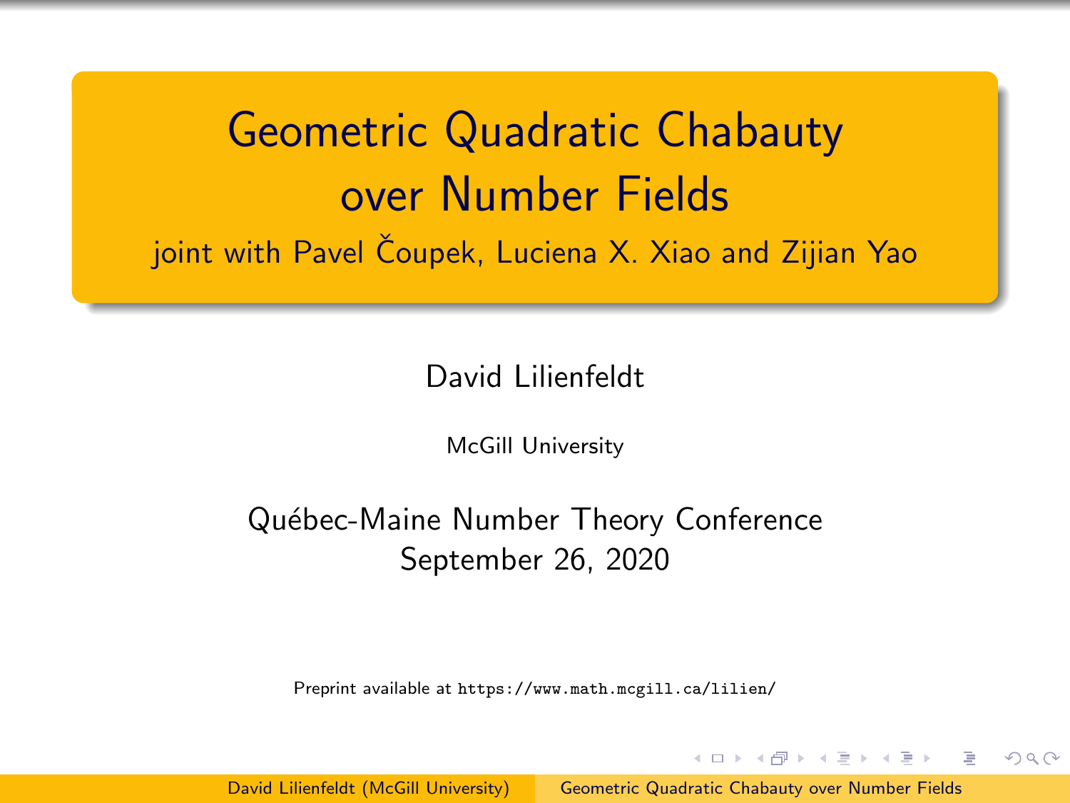# Geometric Quadratic Chabauty over Number Fields

joint with Pavel Čoupek, Luciena X. Xiao and Zijian Yao

David Lilienfeldt

McGill University

Québec-Maine Number Theory Conference
September 26, 2020

Preprint available at https://www.math.mcgill.ca/lilien/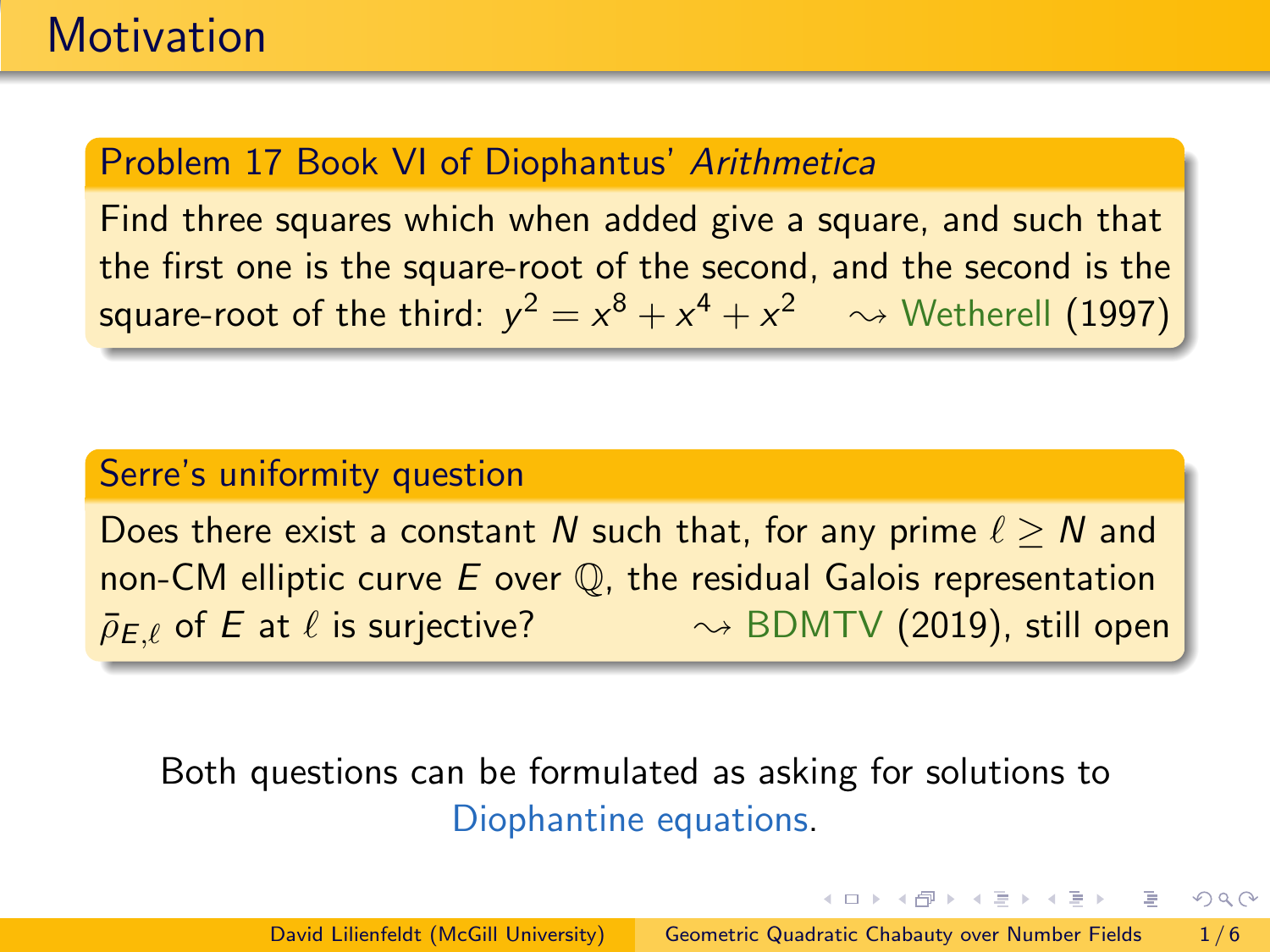# Motivation

### Problem 17 Book VI of Diophantus' *Arithmetica*

Find three squares which when added give a square, and such that the first one is the square-root of the second, and the second is the square-root of the third: $y^2 = x^8 + x^4 + x^2$ $\rightsquigarrow$ Wetherell (1997)

### Serre's uniformity question

Does there exist a constant $N$ such that, for any prime $\ell \geq N$ and non-CM elliptic curve $E$ over $\mathbb{Q}$, the residual Galois representation $\bar{\rho}_{E,\ell}$ of $E$ at $\ell$ is surjective? $\rightsquigarrow$ BDMTV (2019), still open

Both questions can be formulated as asking for solutions to Diophantine equations.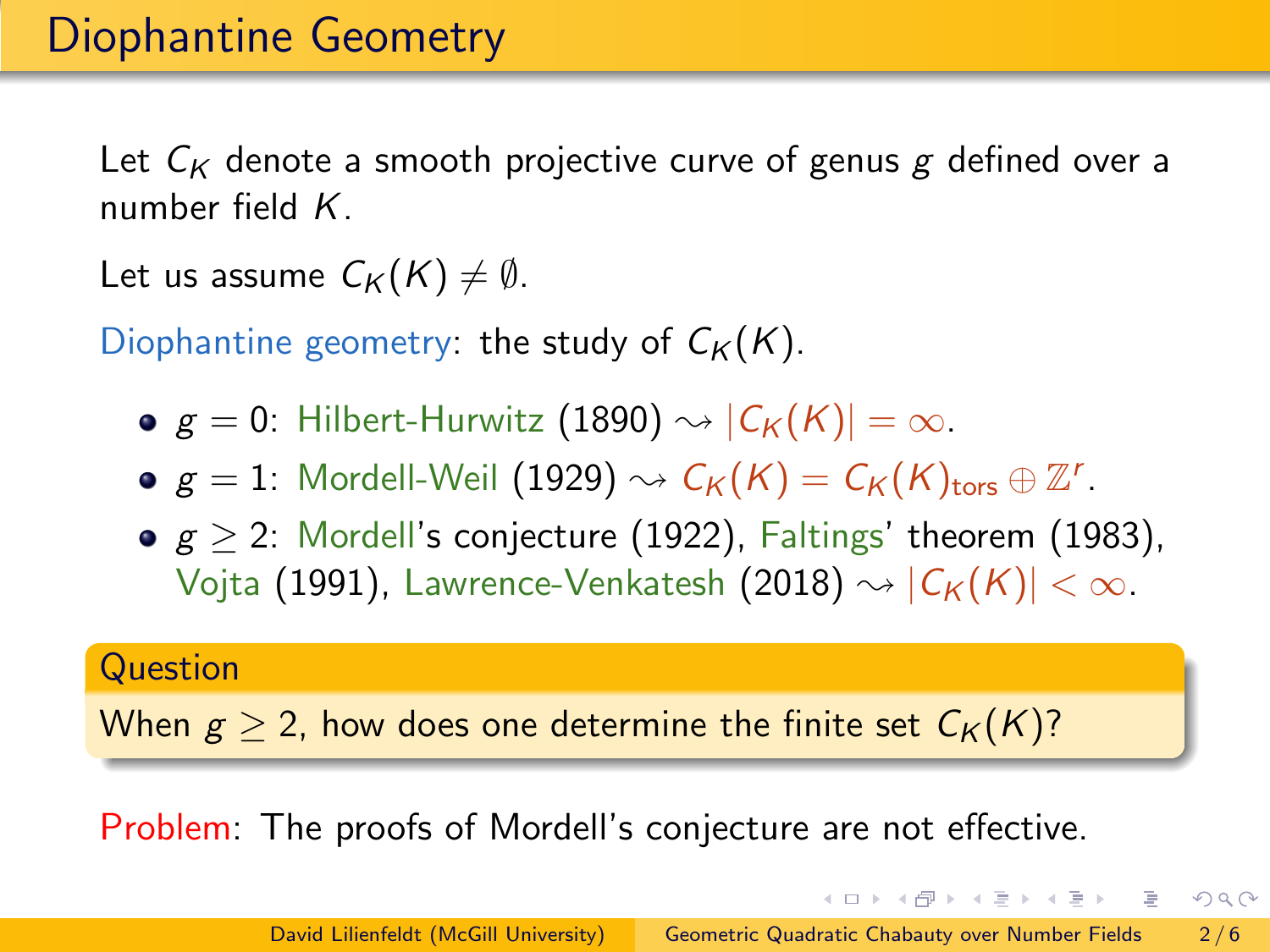# Diophantine Geometry

Let $C_K$ denote a smooth projective curve of genus $g$ defined over a number field $K$.

Let us assume $C_K(K) \neq \emptyset$.

Diophantine geometry: the study of $C_K(K)$.

- $g = 0$: Hilbert-Hurwitz (1890) $\rightsquigarrow |C_K(K)| = \infty$.
- $g = 1$: Mordell-Weil (1929) $\rightsquigarrow C_K(K) = C_K(K)_{\text{tors}} \oplus \mathbb{Z}^r$.
- $g \geq 2$: Mordell's conjecture (1922), Faltings' theorem (1983), Vojta (1991), Lawrence-Venkatesh (2018) $\rightsquigarrow |C_K(K)| < \infty$.

**Question**

When $g \geq 2$, how does one determine the finite set $C_K(K)$?

Problem: The proofs of Mordell's conjecture are not effective.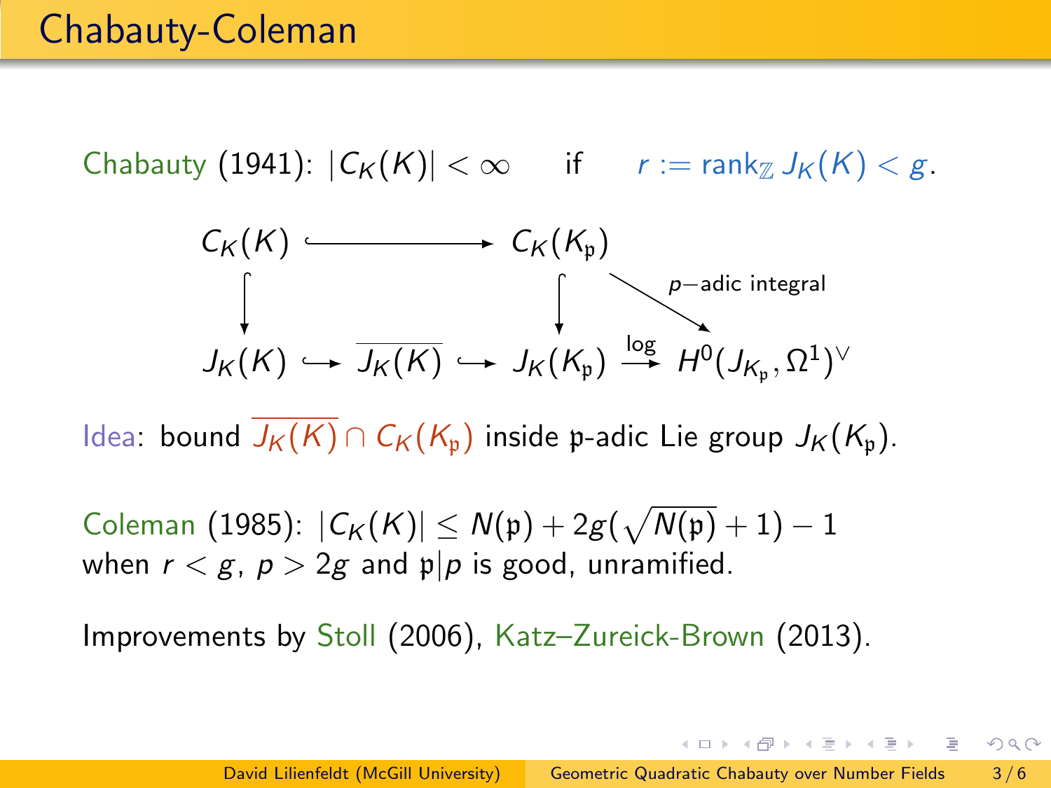# Chabauty-Coleman

Chabauty (1941): $|C_K(K)| < \infty$ if $r := \operatorname{rank}_{\mathbb{Z}} J_K(K) < g$.

$$
\begin{array}{ccccccc}
C_K(K) & \hookrightarrow & & & C_K(K_{\mathfrak{p}}) & & \\
\downarrow & & & & \downarrow & \searrow^{p\text{-adic integral}} & \\
J_K(K) & \hookrightarrow & \overline{J_K(K)} & \hookrightarrow & J_K(K_{\mathfrak{p}}) & \xrightarrow{\log} & H^0(J_{K_{\mathfrak{p}}}, \Omega^1)^\vee
\end{array}
$$

Idea: bound $\overline{J_K(K)} \cap C_K(K_{\mathfrak{p}})$ inside $\mathfrak{p}$-adic Lie group $J_K(K_{\mathfrak{p}})$.

Coleman (1985): $|C_K(K)| \leq N(\mathfrak{p}) + 2g(\sqrt{N(\mathfrak{p})} + 1) - 1$
when $r < g$, $p > 2g$ and $\mathfrak{p}|p$ is good, unramified.

Improvements by Stoll (2006), Katz–Zureick-Brown (2013).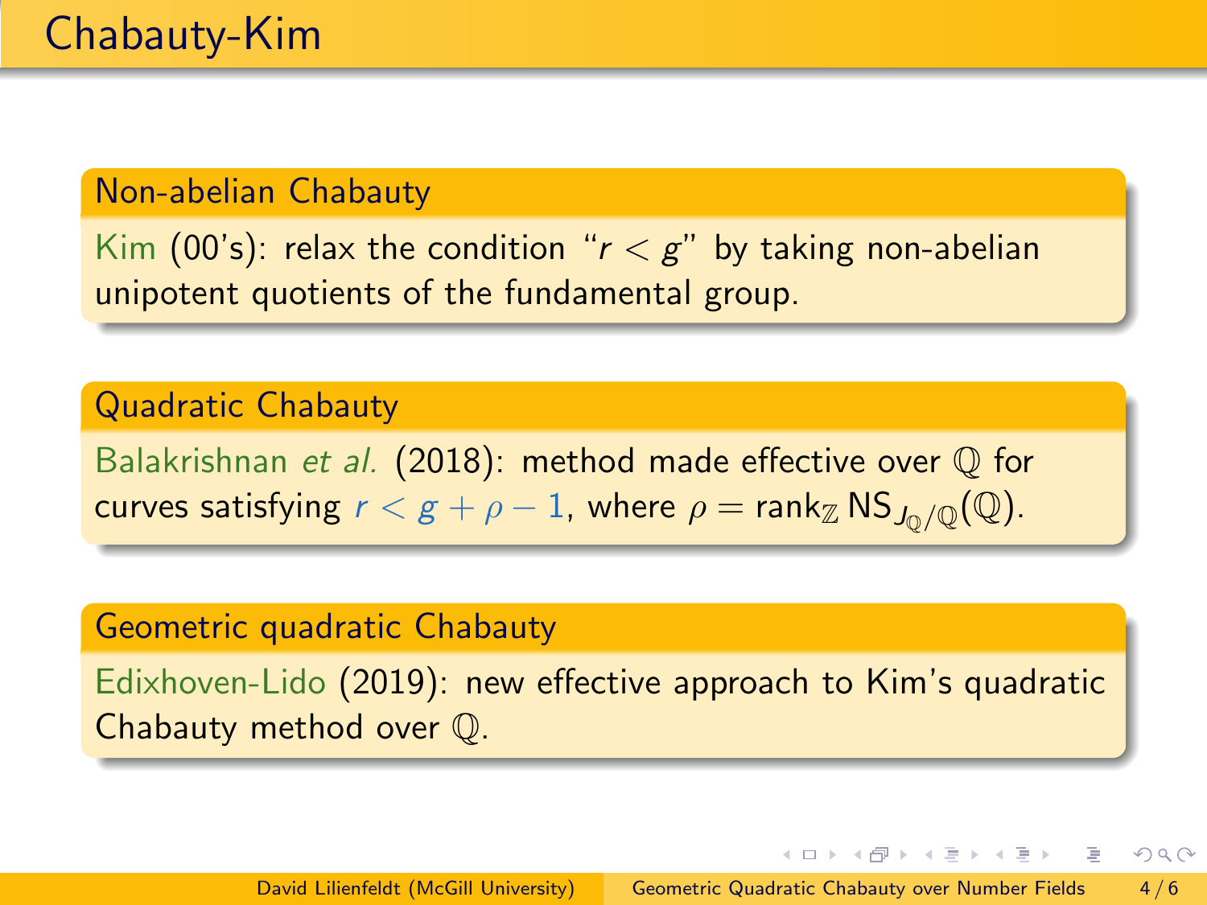# Chabauty-Kim

### Non-abelian Chabauty

Kim (00's): relax the condition "$r < g$" by taking non-abelian unipotent quotients of the fundamental group.

### Quadratic Chabauty

Balakrishnan *et al.* (2018): method made effective over $\mathbb{Q}$ for curves satisfying $r < g + \rho - 1$, where $\rho = \operatorname{rank}_{\mathbb{Z}} \mathrm{NS}_{J_{\mathbb{Q}}/\mathbb{Q}}(\mathbb{Q})$.

### Geometric quadratic Chabauty

Edixhoven-Lido (2019): new effective approach to Kim's quadratic Chabauty method over $\mathbb{Q}$.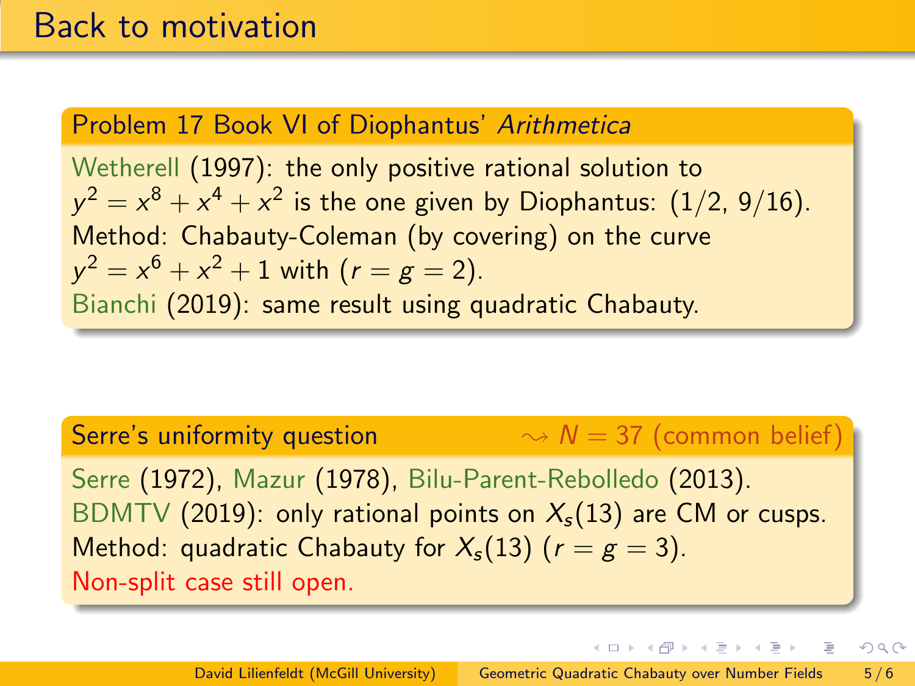# Back to motivation

### Problem 17 Book VI of Diophantus' *Arithmetica*

Wetherell (1997): the only positive rational solution to $y^2 = x^8 + x^4 + x^2$ is the one given by Diophantus: $(1/2, 9/16)$.
Method: Chabauty-Coleman (by covering) on the curve $y^2 = x^6 + x^2 + 1$ with $(r = g = 2)$.
Bianchi (2019): same result using quadratic Chabauty.

### Serre's uniformity question $\rightsquigarrow N = 37$ (common belief)

Serre (1972), Mazur (1978), Bilu-Parent-Rebolledo (2013).
BDMTV (2019): only rational points on $X_s(13)$ are CM or cusps.
Method: quadratic Chabauty for $X_s(13)$ $(r = g = 3)$.
Non-split case still open.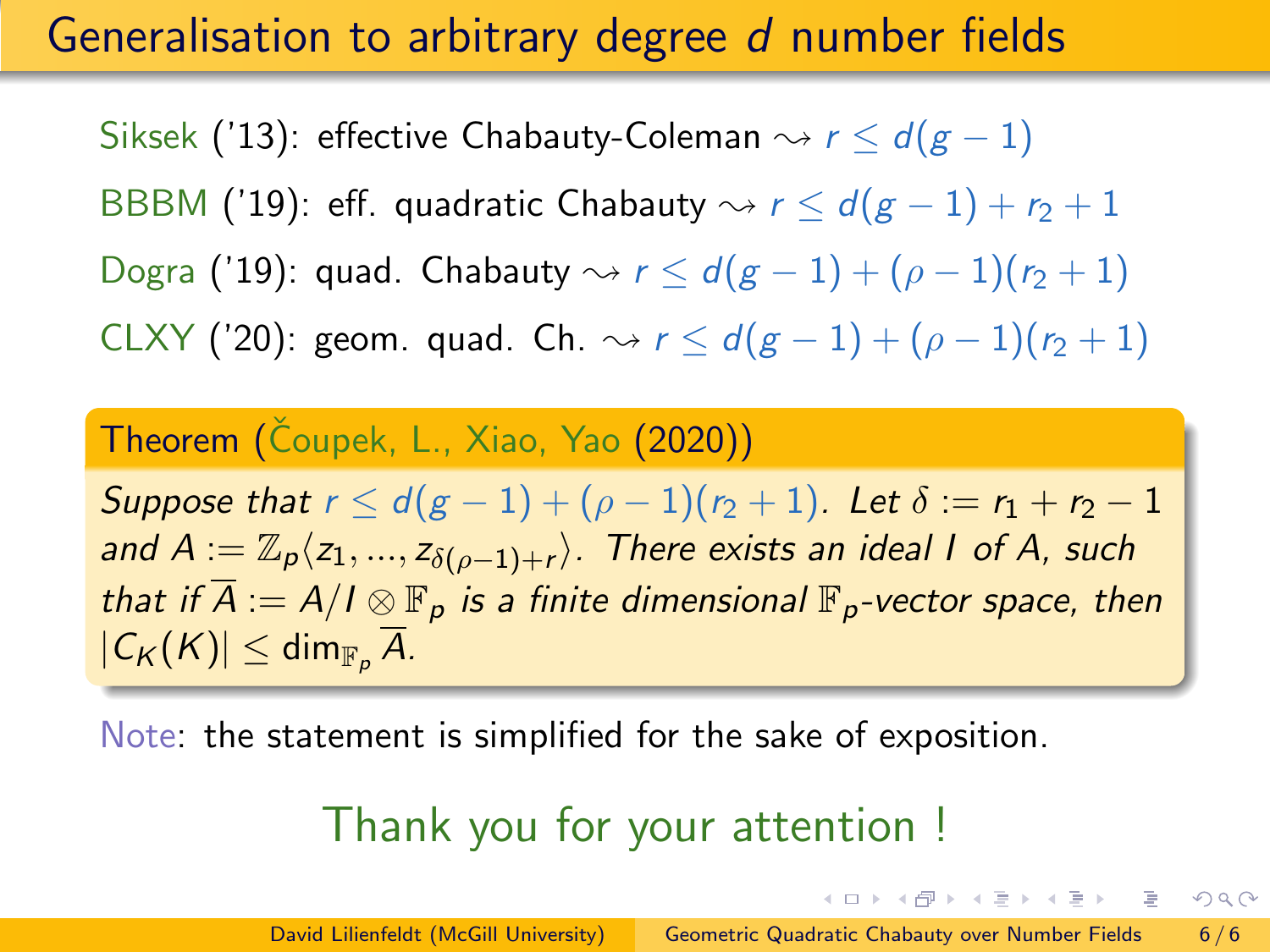# Generalisation to arbitrary degree $d$ number fields

Siksek ('13): effective Chabauty-Coleman $\rightsquigarrow r \leq d(g-1)$

BBBM ('19): eff. quadratic Chabauty $\rightsquigarrow r \leq d(g-1) + r_2 + 1$

Dogra ('19): quad. Chabauty $\rightsquigarrow r \leq d(g-1) + (\rho - 1)(r_2 + 1)$

CLXY ('20): geom. quad. Ch. $\rightsquigarrow r \leq d(g-1) + (\rho - 1)(r_2 + 1)$

**Theorem (Čoupek, L., Xiao, Yao (2020))**

*Suppose that $r \leq d(g-1) + (\rho - 1)(r_2 + 1)$. Let $\delta := r_1 + r_2 - 1$ and $A := \mathbb{Z}_p\langle z_1, \ldots, z_{\delta(\rho-1)+r}\rangle$. There exists an ideal $I$ of $A$, such that if $\overline{A} := A/I \otimes \mathbb{F}_p$ is a finite dimensional $\mathbb{F}_p$-vector space, then $|C_K(K)| \leq \dim_{\mathbb{F}_p} \overline{A}$.*

Note: the statement is simplified for the sake of exposition.

Thank you for your attention !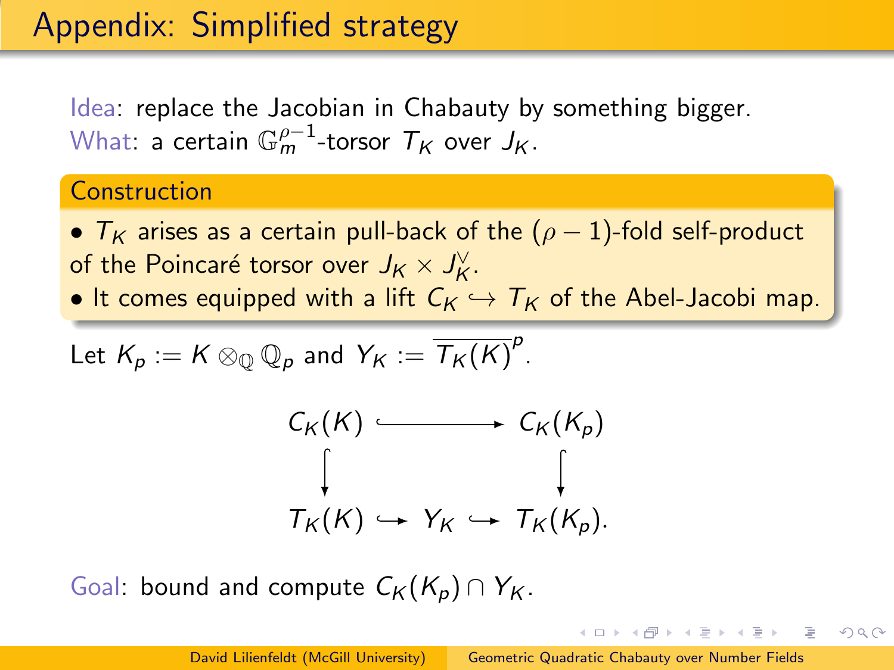# Appendix: Simplified strategy

Idea: replace the Jacobian in Chabauty by something bigger.
What: a certain $\mathbb{G}_m^{\rho-1}$-torsor $T_K$ over $J_K$.

## Construction

- $T_K$ arises as a certain pull-back of the $(\rho - 1)$-fold self-product of the Poincaré torsor over $J_K \times J_K^\vee$.
- It comes equipped with a lift $C_K \hookrightarrow T_K$ of the Abel-Jacobi map.

Let $K_p := K \otimes_{\mathbb{Q}} \mathbb{Q}_p$ and $Y_K := \overline{T_K(K)}^p$.

$$
\begin{array}{ccccc}
C_K(K) & & \hookrightarrow & & C_K(K_p) \\
\downarrow & & & & \downarrow \\
T_K(K) & \hookrightarrow & Y_K & \hookrightarrow & T_K(K_p).
\end{array}
$$

Goal: bound and compute $C_K(K_p) \cap Y_K$.